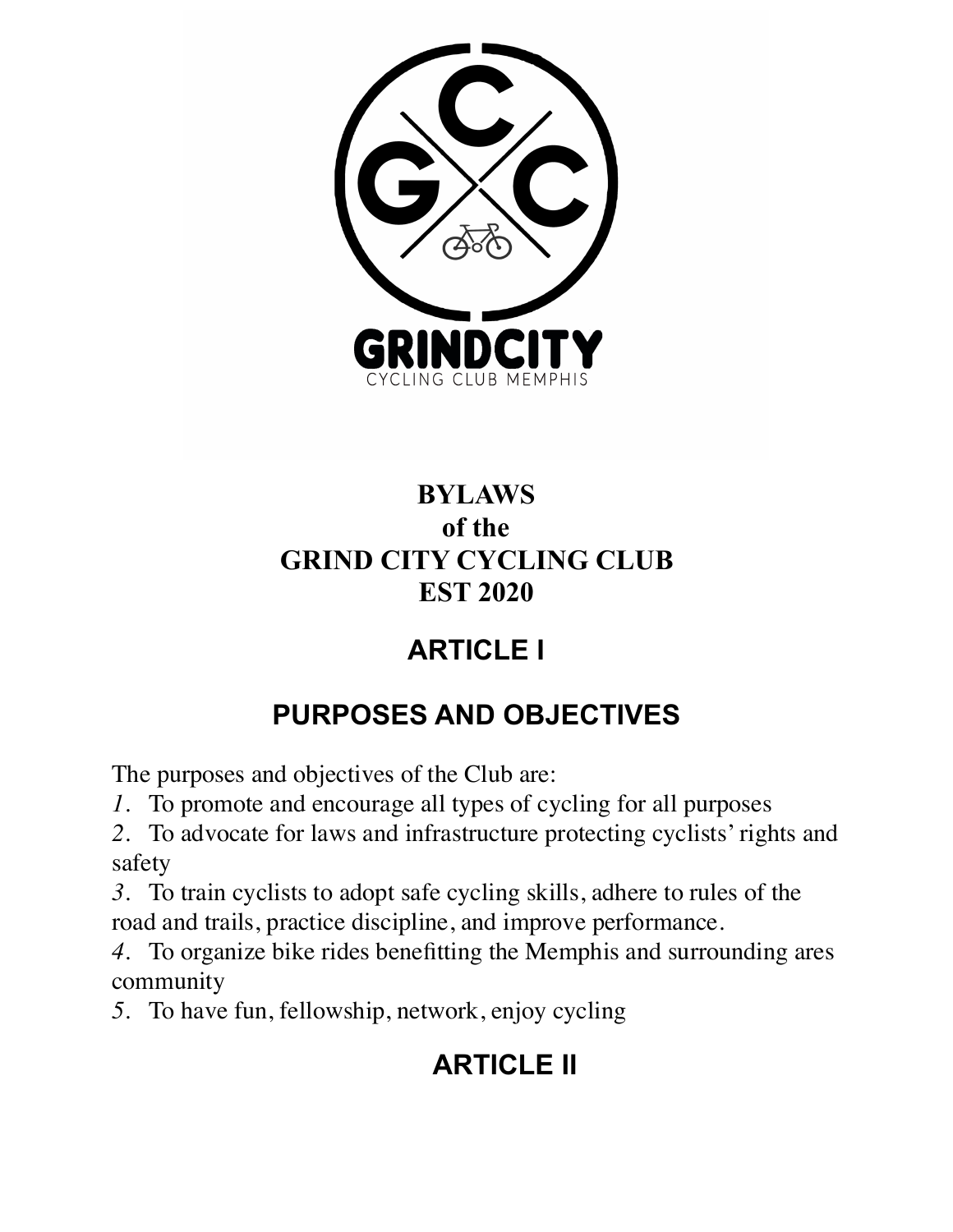GRINDCITY

CYCLING CLUB MEMPHIS

# BYLAWS
# of the
# GRIND CITY CYCLING CLUB
# EST 2020

## ARTICLE I

## PURPOSES AND OBJECTIVES

The purposes and objectives of the Club are:

1. To promote and encourage all types of cycling for all purposes
2. To advocate for laws and infrastructure protecting cyclists' rights and safety
3. To train cyclists to adopt safe cycling skills, adhere to rules of the road and trails, practice discipline, and improve performance.
4. To organize bike rides benefitting the Memphis and surrounding ares community
5. To have fun, fellowship, network, enjoy cycling

## ARTICLE II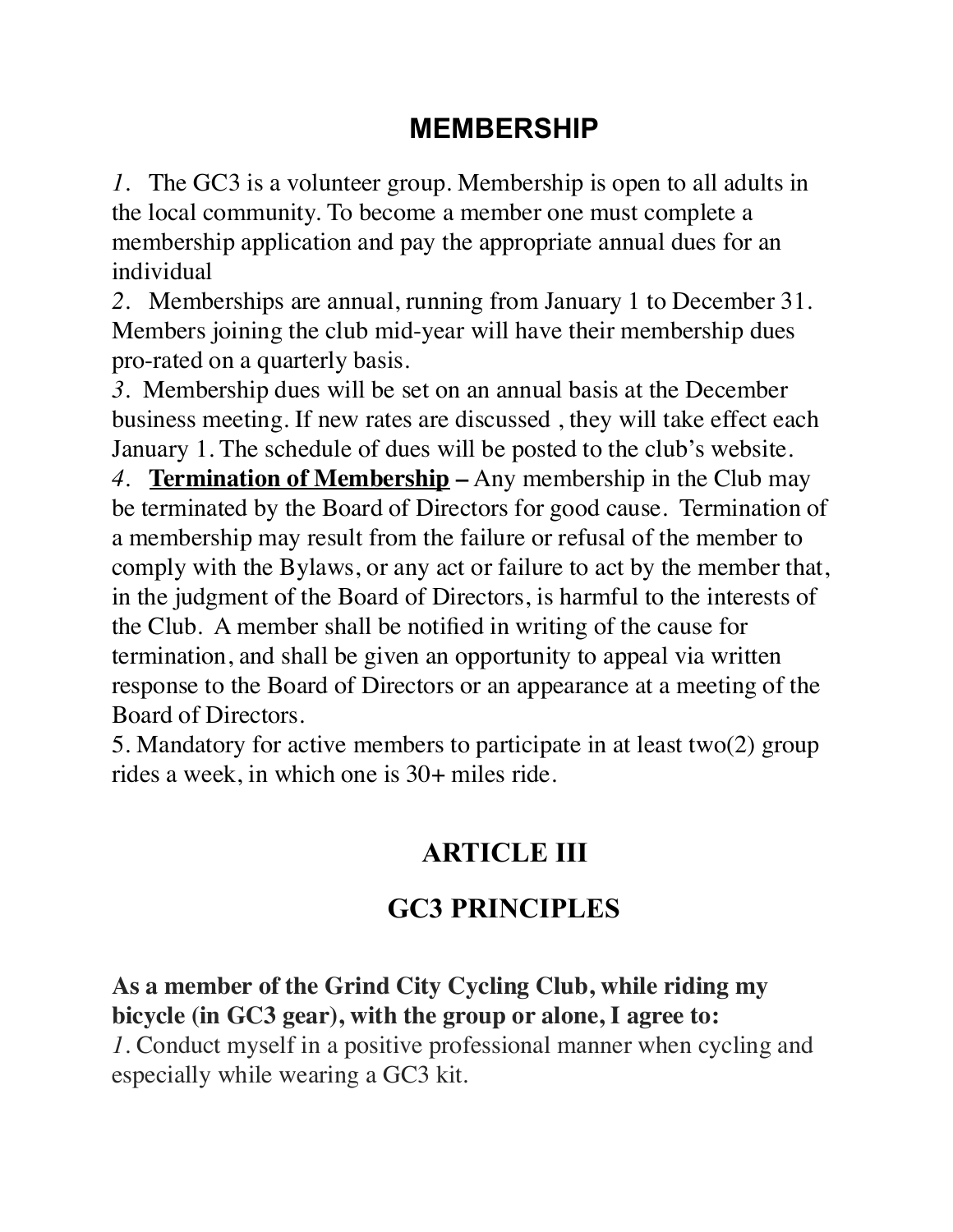## MEMBERSHIP

*1.* The GC3 is a volunteer group. Membership is open to all adults in the local community. To become a member one must complete a membership application and pay the appropriate annual dues for an individual

*2.* Memberships are annual, running from January 1 to December 31. Members joining the club mid-year will have their membership dues pro-rated on a quarterly basis.

*3.* Membership dues will be set on an annual basis at the December business meeting. If new rates are discussed , they will take effect each January 1. The schedule of dues will be posted to the club's website.

*4.* **Termination of Membership –** Any membership in the Club may be terminated by the Board of Directors for good cause. Termination of a membership may result from the failure or refusal of the member to comply with the Bylaws, or any act or failure to act by the member that, in the judgment of the Board of Directors, is harmful to the interests of the Club. A member shall be notified in writing of the cause for termination, and shall be given an opportunity to appeal via written response to the Board of Directors or an appearance at a meeting of the Board of Directors.

5. Mandatory for active members to participate in at least two(2) group rides a week, in which one is 30+ miles ride.

## ARTICLE III

## GC3 PRINCIPLES

**As a member of the Grind City Cycling Club, while riding my bicycle (in GC3 gear), with the group or alone, I agree to:**

*1.* Conduct myself in a positive professional manner when cycling and especially while wearing a GC3 kit.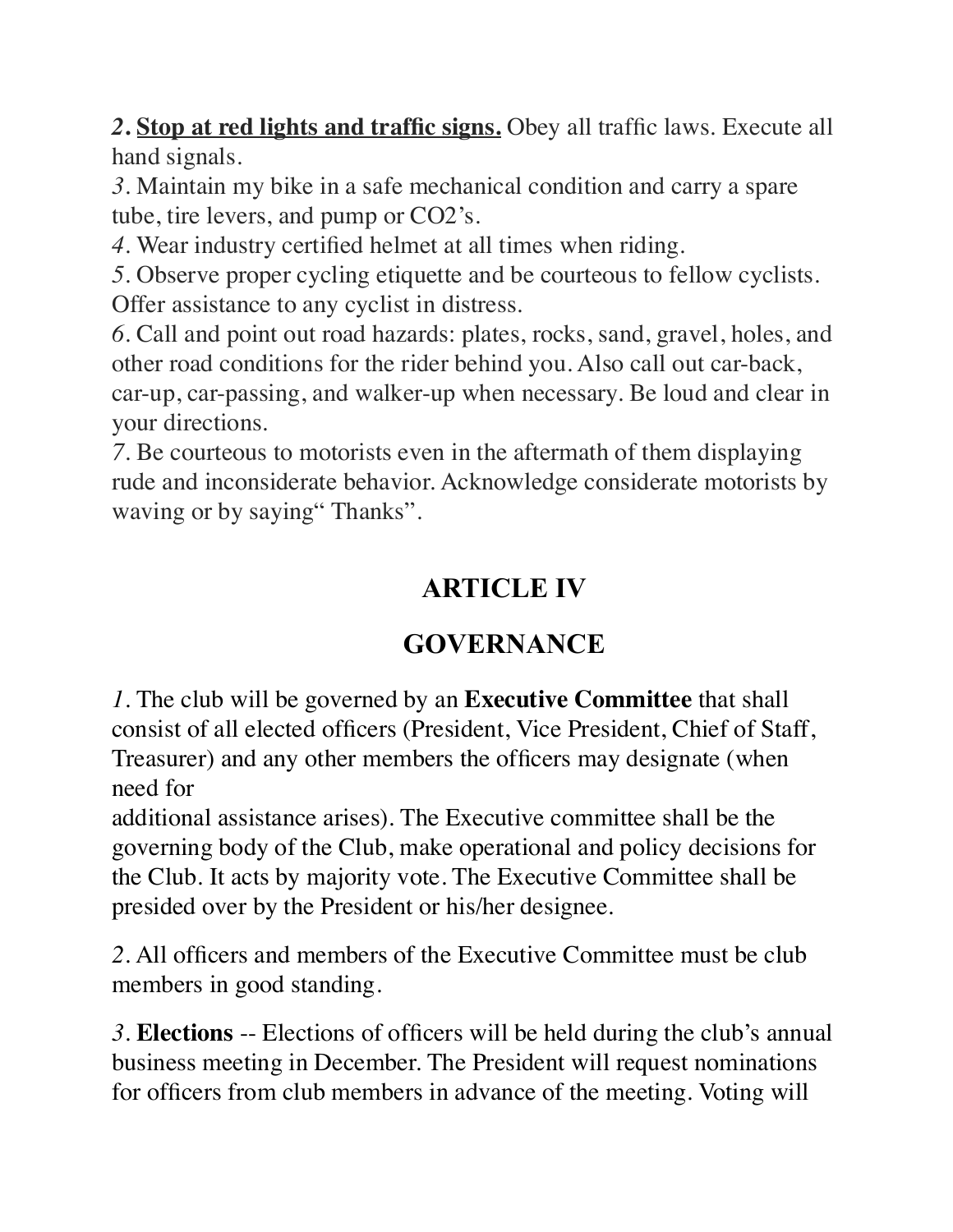*2*. **<u>Stop at red lights and traffic signs.</u>** Obey all traffic laws. Execute all hand signals.

*3*. Maintain my bike in a safe mechanical condition and carry a spare tube, tire levers, and pump or CO2's.

*4*. Wear industry certified helmet at all times when riding.

*5*. Observe proper cycling etiquette and be courteous to fellow cyclists. Offer assistance to any cyclist in distress.

*6*. Call and point out road hazards: plates, rocks, sand, gravel, holes, and other road conditions for the rider behind you. Also call out car-back, car-up, car-passing, and walker-up when necessary. Be loud and clear in your directions.

*7*. Be courteous to motorists even in the aftermath of them displaying rude and inconsiderate behavior. Acknowledge considerate motorists by waving or by saying" Thanks".

## ARTICLE IV

## GOVERNANCE

*1*. The club will be governed by an **Executive Committee** that shall consist of all elected officers (President, Vice President, Chief of Staff, Treasurer) and any other members the officers may designate (when need for additional assistance arises). The Executive committee shall be the governing body of the Club, make operational and policy decisions for the Club. It acts by majority vote. The Executive Committee shall be presided over by the President or his/her designee.

*2*. All officers and members of the Executive Committee must be club members in good standing.

*3*. **Elections** -- Elections of officers will be held during the club's annual business meeting in December. The President will request nominations for officers from club members in advance of the meeting. Voting will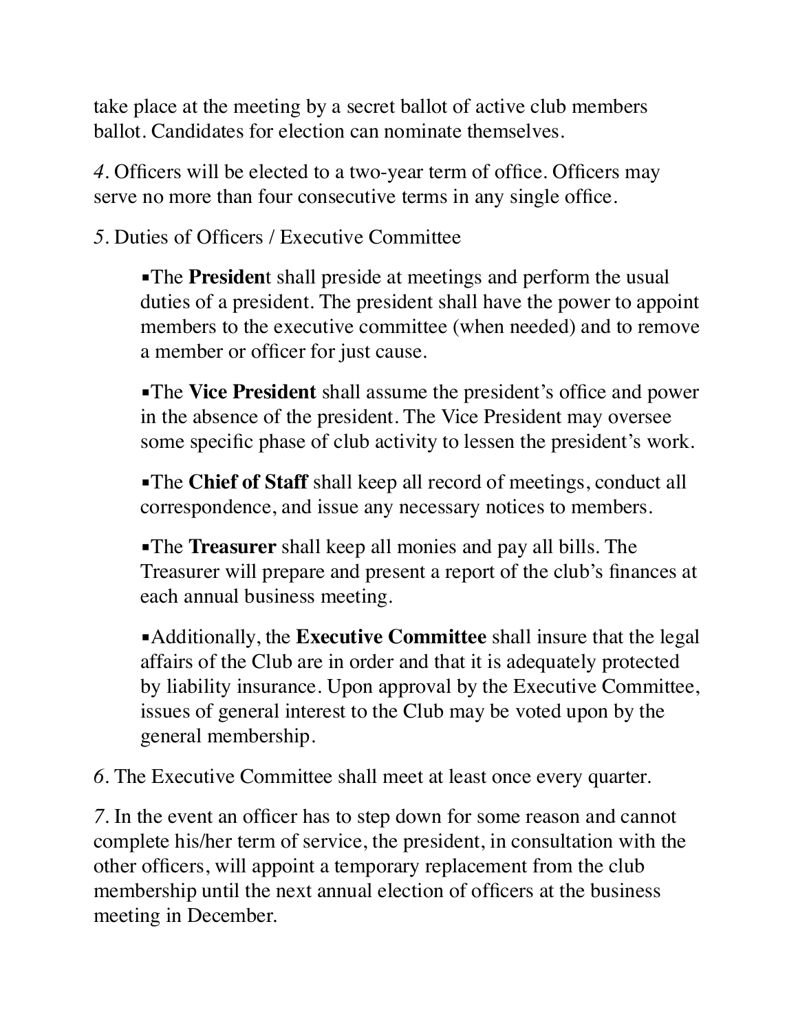take place at the meeting by a secret ballot of active club members ballot. Candidates for election can nominate themselves.

*4*. Officers will be elected to a two-year term of office. Officers may serve no more than four consecutive terms in any single office.

*5*. Duties of Officers / Executive Committee

- The **Presiden**t shall preside at meetings and perform the usual duties of a president. The president shall have the power to appoint members to the executive committee (when needed) and to remove a member or officer for just cause.

- The **Vice President** shall assume the president's office and power in the absence of the president. The Vice President may oversee some specific phase of club activity to lessen the president's work.

- The **Chief of Staff** shall keep all record of meetings, conduct all correspondence, and issue any necessary notices to members.

- The **Treasurer** shall keep all monies and pay all bills. The Treasurer will prepare and present a report of the club's finances at each annual business meeting.

- Additionally, the **Executive Committee** shall insure that the legal affairs of the Club are in order and that it is adequately protected by liability insurance. Upon approval by the Executive Committee, issues of general interest to the Club may be voted upon by the general membership.

*6*. The Executive Committee shall meet at least once every quarter.

*7*. In the event an officer has to step down for some reason and cannot complete his/her term of service, the president, in consultation with the other officers, will appoint a temporary replacement from the club membership until the next annual election of officers at the business meeting in December.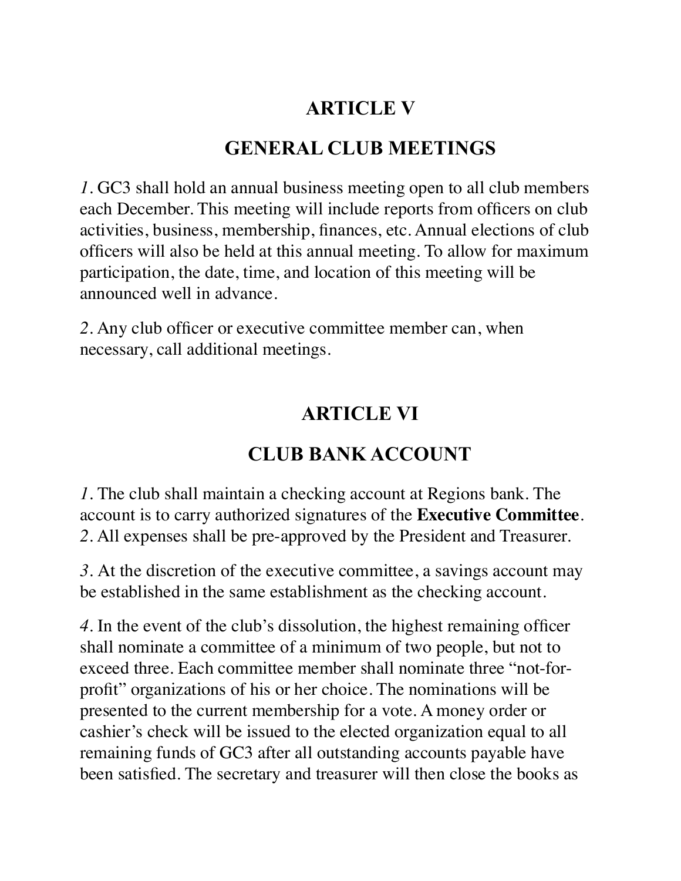## ARTICLE V

## GENERAL CLUB MEETINGS

*1*. GC3 shall hold an annual business meeting open to all club members each December. This meeting will include reports from officers on club activities, business, membership, finances, etc. Annual elections of club officers will also be held at this annual meeting. To allow for maximum participation, the date, time, and location of this meeting will be announced well in advance.

*2*. Any club officer or executive committee member can, when necessary, call additional meetings.

## ARTICLE VI

## CLUB BANK ACCOUNT

*1*. The club shall maintain a checking account at Regions bank. The account is to carry authorized signatures of the **Executive Committee**.
*2*. All expenses shall be pre-approved by the President and Treasurer.

*3*. At the discretion of the executive committee, a savings account may be established in the same establishment as the checking account.

*4*. In the event of the club's dissolution, the highest remaining officer shall nominate a committee of a minimum of two people, but not to exceed three. Each committee member shall nominate three "not-for-profit" organizations of his or her choice. The nominations will be presented to the current membership for a vote. A money order or cashier's check will be issued to the elected organization equal to all remaining funds of GC3 after all outstanding accounts payable have been satisfied. The secretary and treasurer will then close the books as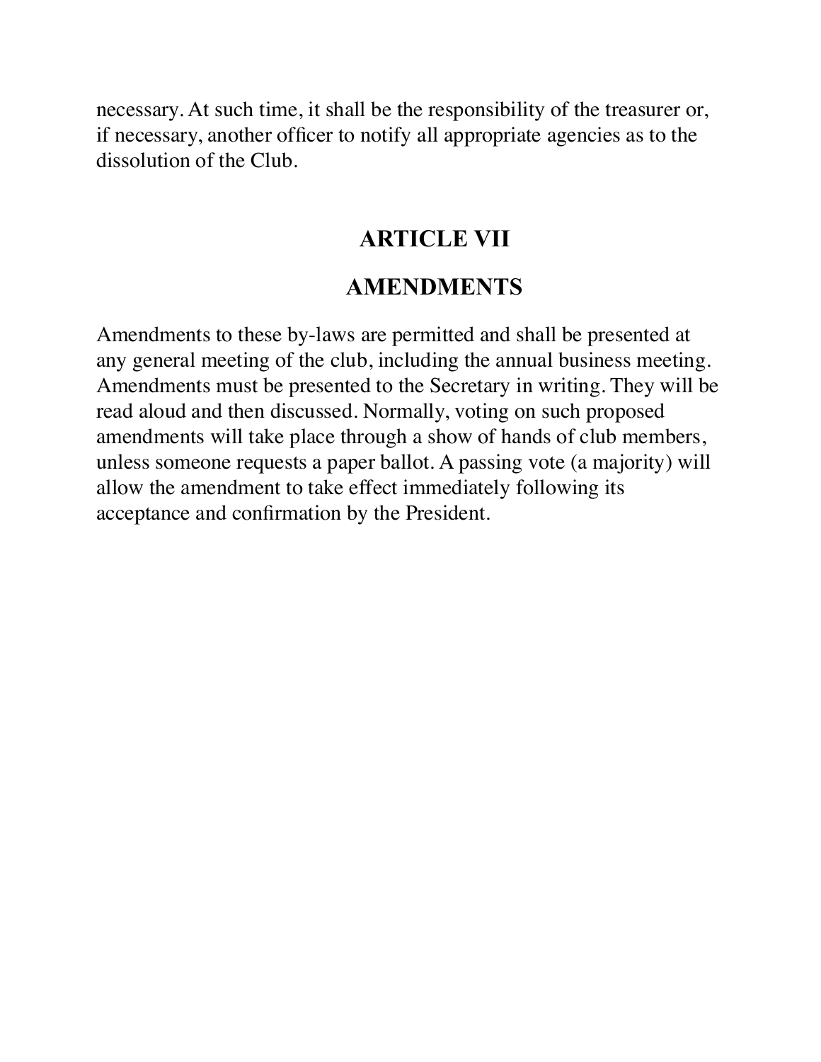necessary. At such time, it shall be the responsibility of the treasurer or, if necessary, another officer to notify all appropriate agencies as to the dissolution of the Club.

## ARTICLE VII

## AMENDMENTS

Amendments to these by-laws are permitted and shall be presented at any general meeting of the club, including the annual business meeting. Amendments must be presented to the Secretary in writing. They will be read aloud and then discussed. Normally, voting on such proposed amendments will take place through a show of hands of club members, unless someone requests a paper ballot. A passing vote (a majority) will allow the amendment to take effect immediately following its acceptance and confirmation by the President.